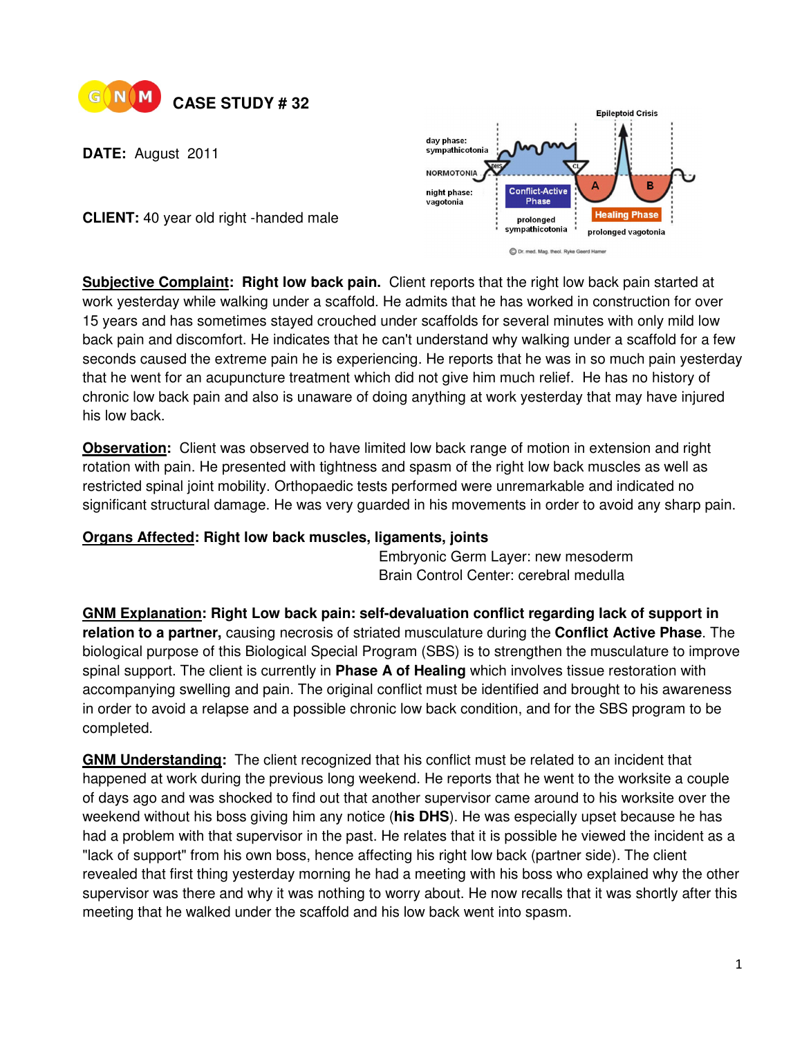GNM **CASE STUDY # 32**

**DATE:** August 2011

**CLIENT:** 40 year old right -handed male

Epileptoid Crisis

day phase: sympathicotonia

NORMOTONIA

night phase: vagotonia

DHS

CL

Conflict-Active Phase

prolonged sympathicotonia

A

B

Healing Phase

prolonged vagotonia

© Dr. med. Mag. theol. Ryke Geerd Hamer

**Subjective Complaint: Right low back pain.** Client reports that the right low back pain started at work yesterday while walking under a scaffold. He admits that he has worked in construction for over 15 years and has sometimes stayed crouched under scaffolds for several minutes with only mild low back pain and discomfort. He indicates that he can't understand why walking under a scaffold for a few seconds caused the extreme pain he is experiencing. He reports that he was in so much pain yesterday that he went for an acupuncture treatment which did not give him much relief. He has no history of chronic low back pain and also is unaware of doing anything at work yesterday that may have injured his low back.

**Observation:** Client was observed to have limited low back range of motion in extension and right rotation with pain. He presented with tightness and spasm of the right low back muscles as well as restricted spinal joint mobility. Orthopaedic tests performed were unremarkable and indicated no significant structural damage. He was very guarded in his movements in order to avoid any sharp pain.

**Organs Affected: Right low back muscles, ligaments, joints**

Embryonic Germ Layer: new mesoderm
Brain Control Center: cerebral medulla

**GNM Explanation: Right Low back pain: self-devaluation conflict regarding lack of support in relation to a partner,** causing necrosis of striated musculature during the **Conflict Active Phase**. The biological purpose of this Biological Special Program (SBS) is to strengthen the musculature to improve spinal support. The client is currently in **Phase A of Healing** which involves tissue restoration with accompanying swelling and pain. The original conflict must be identified and brought to his awareness in order to avoid a relapse and a possible chronic low back condition, and for the SBS program to be completed.

**GNM Understanding:** The client recognized that his conflict must be related to an incident that happened at work during the previous long weekend. He reports that he went to the worksite a couple of days ago and was shocked to find out that another supervisor came around to his worksite over the weekend without his boss giving him any notice (**his DHS**). He was especially upset because he has had a problem with that supervisor in the past. He relates that it is possible he viewed the incident as a "lack of support" from his own boss, hence affecting his right low back (partner side). The client revealed that first thing yesterday morning he had a meeting with his boss who explained why the other supervisor was there and why it was nothing to worry about. He now recalls that it was shortly after this meeting that he walked under the scaffold and his low back went into spasm.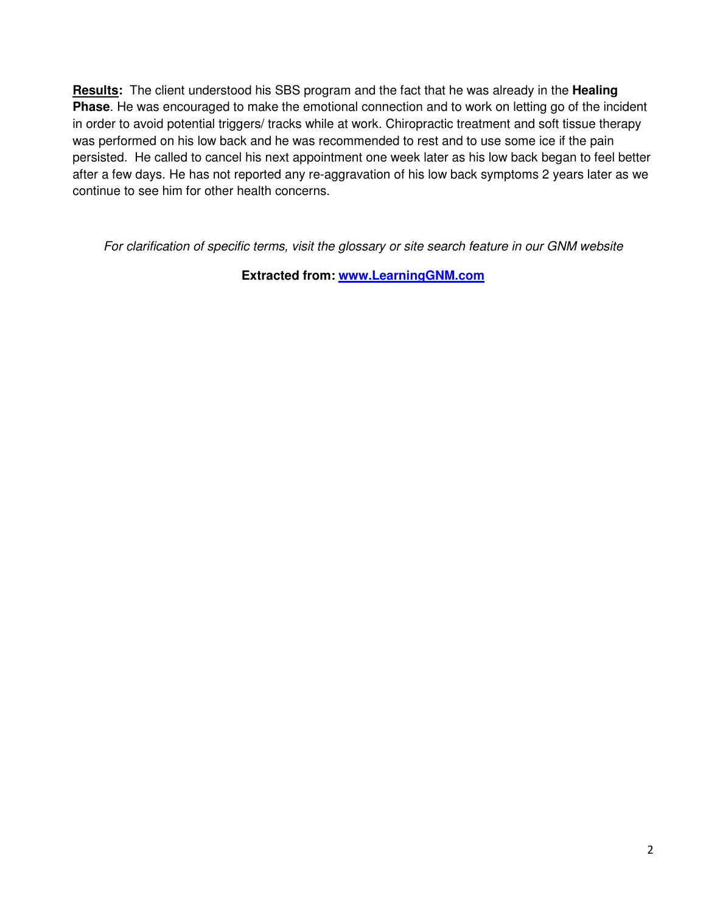**<u>Results</u>:** The client understood his SBS program and the fact that he was already in the **Healing Phase**. He was encouraged to make the emotional connection and to work on letting go of the incident in order to avoid potential triggers/ tracks while at work. Chiropractic treatment and soft tissue therapy was performed on his low back and he was recommended to rest and to use some ice if the pain persisted. He called to cancel his next appointment one week later as his low back began to feel better after a few days. He has not reported any re-aggravation of his low back symptoms 2 years later as we continue to see him for other health concerns.

*For clarification of specific terms, visit the glossary or site search feature in our GNM website*

**Extracted from: [www.LearningGNM.com](http://www.LearningGNM.com)**